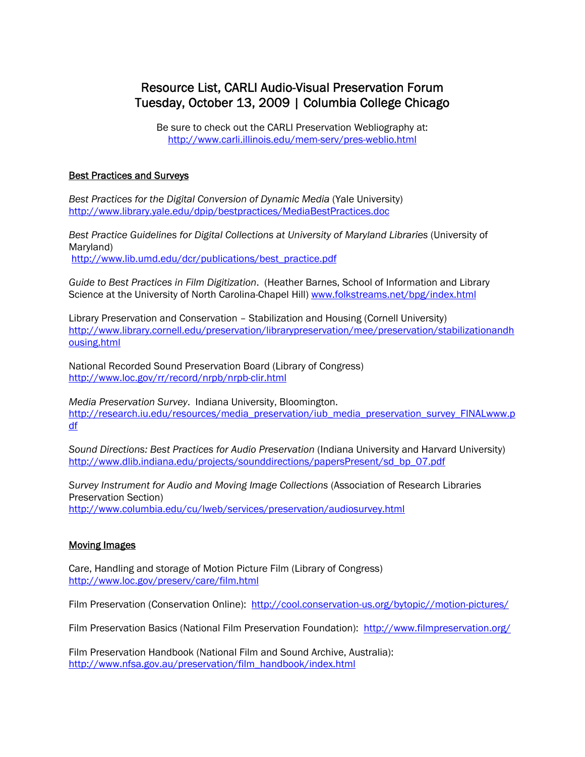# Resource List, CARLI Audio-Visual Preservation Forum
# Tuesday, October 13, 2009 | Columbia College Chicago

Be sure to check out the CARLI Preservation Webliography at:
http://www.carli.illinois.edu/mem-serv/pres-weblio.html

## Best Practices and Surveys

*Best Practices for the Digital Conversion of Dynamic Media* (Yale University)
http://www.library.yale.edu/dpip/bestpractices/MediaBestPractices.doc

*Best Practice Guidelines for Digital Collections at University of Maryland Libraries* (University of Maryland)
http://www.lib.umd.edu/dcr/publications/best_practice.pdf

*Guide to Best Practices in Film Digitization*. (Heather Barnes, School of Information and Library Science at the University of North Carolina-Chapel Hill) www.folkstreams.net/bpg/index.html

Library Preservation and Conservation – Stabilization and Housing (Cornell University)
http://www.library.cornell.edu/preservation/librarypreservation/mee/preservation/stabilizationandhousing.html

National Recorded Sound Preservation Board (Library of Congress)
http://www.loc.gov/rr/record/nrpb/nrpb-clir.html

*Media Preservation Survey*. Indiana University, Bloomington.
http://research.iu.edu/resources/media_preservation/iub_media_preservation_survey_FINALwww.pdf

*Sound Directions: Best Practices for Audio Preservation* (Indiana University and Harvard University)
http://www.dlib.indiana.edu/projects/sounddirections/papersPresent/sd_bp_07.pdf

*Survey Instrument for Audio and Moving Image Collections* (Association of Research Libraries Preservation Section)
http://www.columbia.edu/cu/lweb/services/preservation/audiosurvey.html

## Moving Images

Care, Handling and storage of Motion Picture Film (Library of Congress)
http://www.loc.gov/preserv/care/film.html

Film Preservation (Conservation Online): http://cool.conservation-us.org/bytopic//motion-pictures/

Film Preservation Basics (National Film Preservation Foundation): http://www.filmpreservation.org/

Film Preservation Handbook (National Film and Sound Archive, Australia):
http://www.nfsa.gov.au/preservation/film_handbook/index.html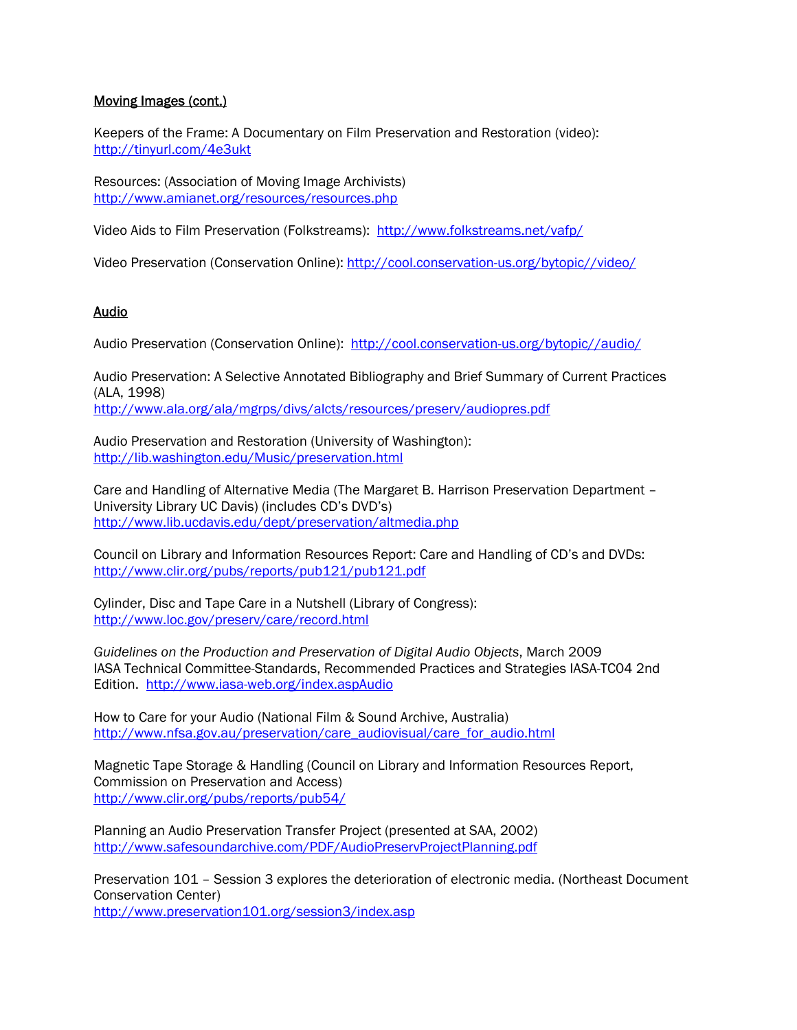## Moving Images (cont.)

Keepers of the Frame: A Documentary on Film Preservation and Restoration (video): http://tinyurl.com/4e3ukt

Resources: (Association of Moving Image Archivists)
http://www.amianet.org/resources/resources.php

Video Aids to Film Preservation (Folkstreams): http://www.folkstreams.net/vafp/

Video Preservation (Conservation Online): http://cool.conservation-us.org/bytopic//video/

## Audio

Audio Preservation (Conservation Online): http://cool.conservation-us.org/bytopic//audio/

Audio Preservation: A Selective Annotated Bibliography and Brief Summary of Current Practices (ALA, 1998)
http://www.ala.org/ala/mgrps/divs/alcts/resources/preserv/audiopres.pdf

Audio Preservation and Restoration (University of Washington):
http://lib.washington.edu/Music/preservation.html

Care and Handling of Alternative Media (The Margaret B. Harrison Preservation Department – University Library UC Davis) (includes CD's DVD's)
http://www.lib.ucdavis.edu/dept/preservation/altmedia.php

Council on Library and Information Resources Report: Care and Handling of CD's and DVDs:
http://www.clir.org/pubs/reports/pub121/pub121.pdf

Cylinder, Disc and Tape Care in a Nutshell (Library of Congress):
http://www.loc.gov/preserv/care/record.html

*Guidelines on the Production and Preservation of Digital Audio Objects*, March 2009
IASA Technical Committee-Standards, Recommended Practices and Strategies IASA-TC04 2nd Edition. http://www.iasa-web.org/index.aspAudio

How to Care for your Audio (National Film & Sound Archive, Australia)
http://www.nfsa.gov.au/preservation/care_audiovisual/care_for_audio.html

Magnetic Tape Storage & Handling (Council on Library and Information Resources Report, Commission on Preservation and Access)
http://www.clir.org/pubs/reports/pub54/

Planning an Audio Preservation Transfer Project (presented at SAA, 2002)
http://www.safesoundarchive.com/PDF/AudioPreservProjectPlanning.pdf

Preservation 101 – Session 3 explores the deterioration of electronic media. (Northeast Document Conservation Center)
http://www.preservation101.org/session3/index.asp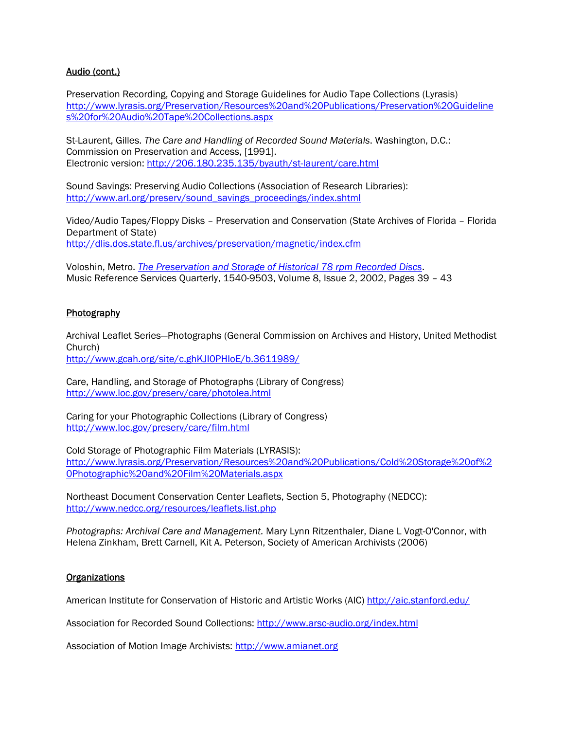## Audio (cont.)

Preservation Recording, Copying and Storage Guidelines for Audio Tape Collections (Lyrasis)
http://www.lyrasis.org/Preservation/Resources%20and%20Publications/Preservation%20Guidelines%20for%20Audio%20Tape%20Collections.aspx

St-Laurent, Gilles. *The Care and Handling of Recorded Sound Materials*. Washington, D.C.: Commission on Preservation and Access, [1991].
Electronic version: http://206.180.235.135/byauth/st-laurent/care.html

Sound Savings: Preserving Audio Collections (Association of Research Libraries):
http://www.arl.org/preserv/sound_savings_proceedings/index.shtml

Video/Audio Tapes/Floppy Disks – Preservation and Conservation (State Archives of Florida – Florida Department of State)
http://dlis.dos.state.fl.us/archives/preservation/magnetic/index.cfm

Voloshin, Metro. *The Preservation and Storage of Historical 78 rpm Recorded Discs*.
Music Reference Services Quarterly, 1540-9503, Volume 8, Issue 2, 2002, Pages 39 – 43

## Photography

Archival Leaflet Series—Photographs (General Commission on Archives and History, United Methodist Church)
http://www.gcah.org/site/c.ghKJI0PHIoE/b.3611989/

Care, Handling, and Storage of Photographs (Library of Congress)
http://www.loc.gov/preserv/care/photolea.html

Caring for your Photographic Collections (Library of Congress)
http://www.loc.gov/preserv/care/film.html

Cold Storage of Photographic Film Materials (LYRASIS):
http://www.lyrasis.org/Preservation/Resources%20and%20Publications/Cold%20Storage%20of%20Photographic%20and%20Film%20Materials.aspx

Northeast Document Conservation Center Leaflets, Section 5, Photography (NEDCC):
http://www.nedcc.org/resources/leaflets.list.php

*Photographs: Archival Care and Management.* Mary Lynn Ritzenthaler, Diane L Vogt-O'Connor, with Helena Zinkham, Brett Carnell, Kit A. Peterson, Society of American Archivists (2006)

## Organizations

American Institute for Conservation of Historic and Artistic Works (AIC) http://aic.stanford.edu/

Association for Recorded Sound Collections: http://www.arsc-audio.org/index.html

Association of Motion Image Archivists: http://www.amianet.org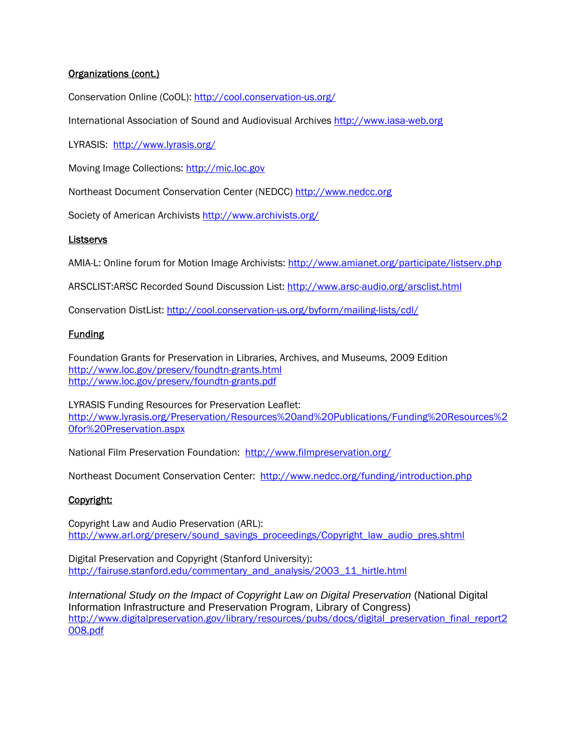**Organizations (cont.)**

Conservation Online (CoOL): http://cool.conservation-us.org/

International Association of Sound and Audiovisual Archives http://www.iasa-web.org

LYRASIS: http://www.lyrasis.org/

Moving Image Collections: http://mic.loc.gov

Northeast Document Conservation Center (NEDCC) http://www.nedcc.org

Society of American Archivists http://www.archivists.org/

**Listservs**

AMIA-L: Online forum for Motion Image Archivists: http://www.amianet.org/participate/listserv.php

ARSCLIST:ARSC Recorded Sound Discussion List: http://www.arsc-audio.org/arsclist.html

Conservation DistList: http://cool.conservation-us.org/byform/mailing-lists/cdl/

**Funding**

Foundation Grants for Preservation in Libraries, Archives, and Museums, 2009 Edition
http://www.loc.gov/preserv/foundtn-grants.html
http://www.loc.gov/preserv/foundtn-grants.pdf

LYRASIS Funding Resources for Preservation Leaflet:
http://www.lyrasis.org/Preservation/Resources%20and%20Publications/Funding%20Resources%20for%20Preservation.aspx

National Film Preservation Foundation: http://www.filmpreservation.org/

Northeast Document Conservation Center: http://www.nedcc.org/funding/introduction.php

**Copyright:**

Copyright Law and Audio Preservation (ARL):
http://www.arl.org/preserv/sound_savings_proceedings/Copyright_law_audio_pres.shtml

Digital Preservation and Copyright (Stanford University):
http://fairuse.stanford.edu/commentary_and_analysis/2003_11_hirtle.html

*International Study on the Impact of Copyright Law on Digital Preservation* (National Digital Information Infrastructure and Preservation Program, Library of Congress)
http://www.digitalpreservation.gov/library/resources/pubs/docs/digital_preservation_final_report2008.pdf